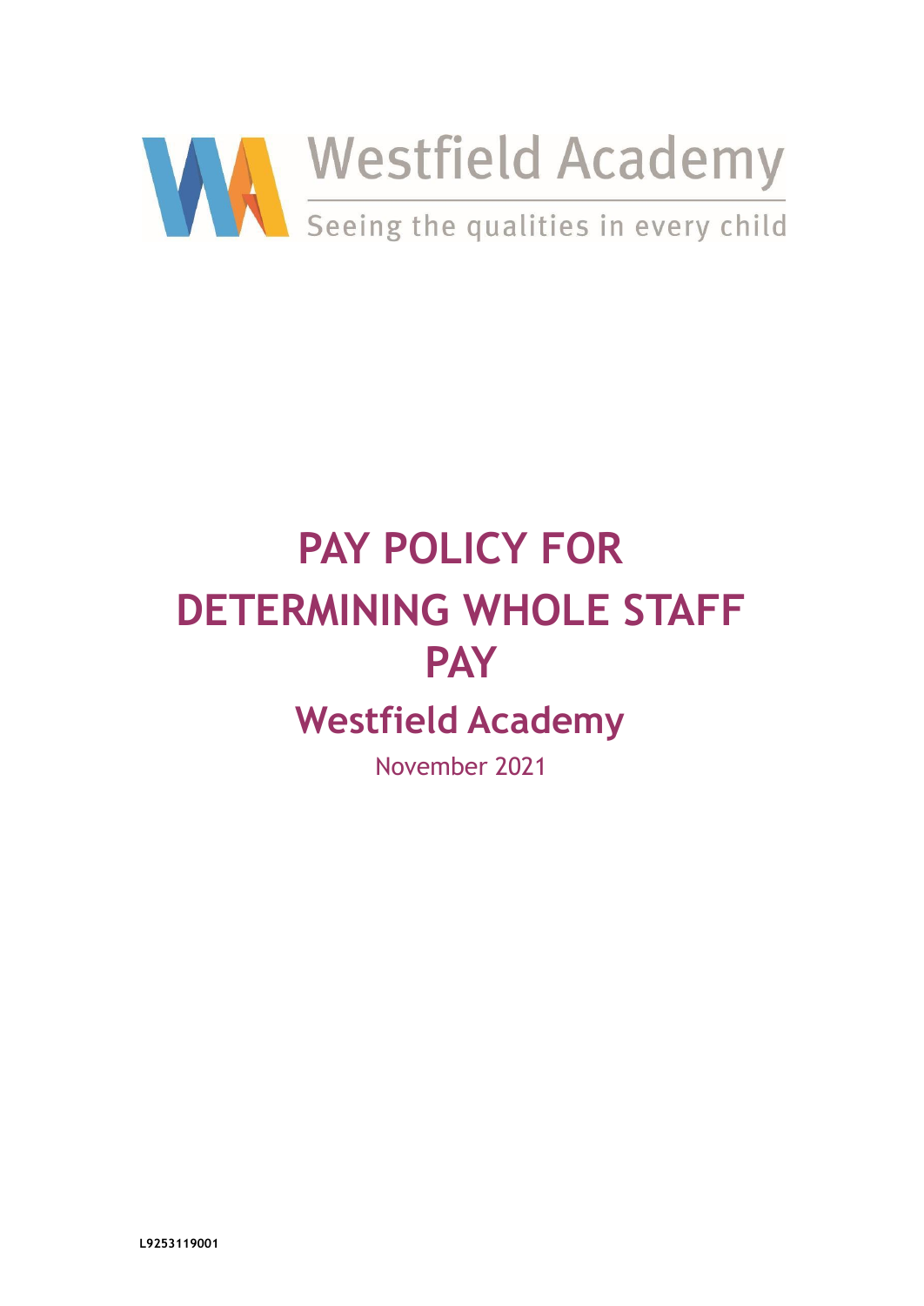Westfield Academy

Seeing the qualities in every child

# PAY POLICY FOR DETERMINING WHOLE STAFF PAY

## Westfield Academy

November 2021

L9253119001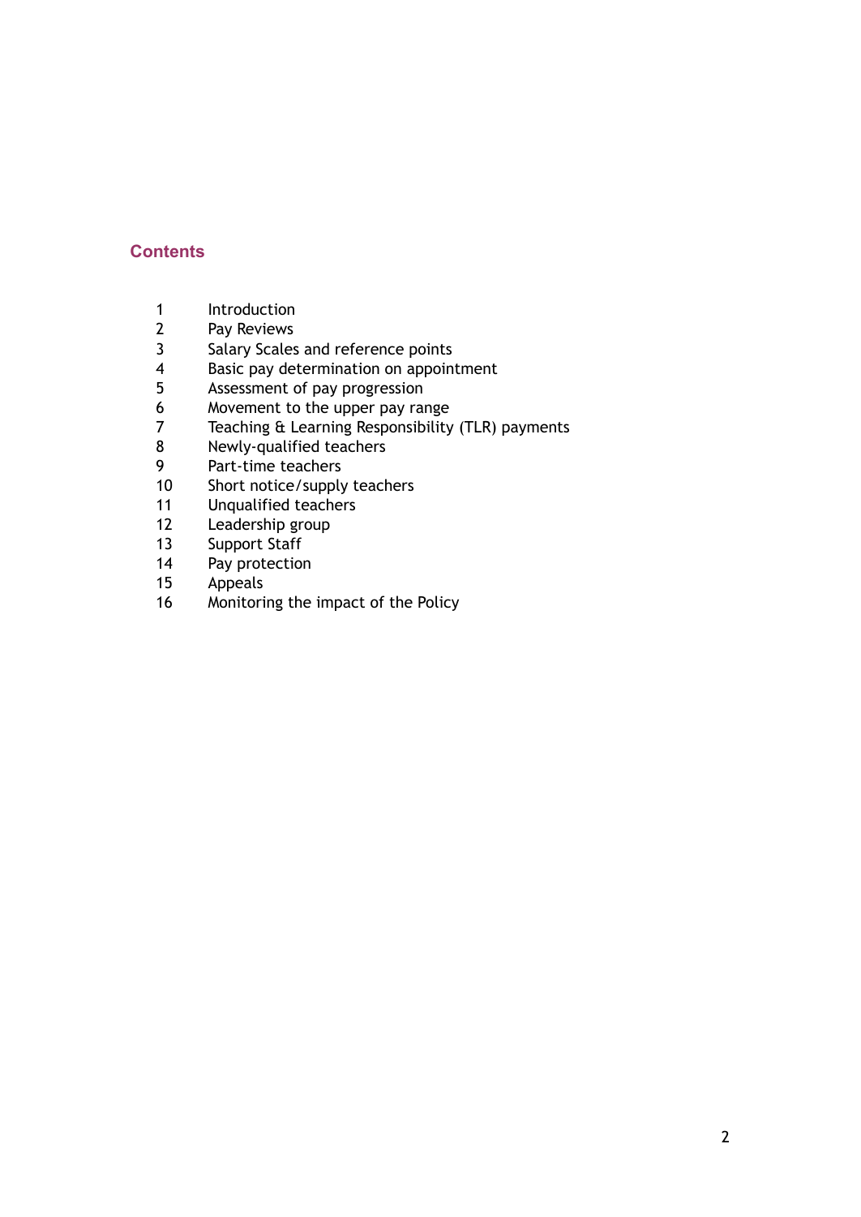## Contents

1. Introduction
2. Pay Reviews
3. Salary Scales and reference points
4. Basic pay determination on appointment
5. Assessment of pay progression
6. Movement to the upper pay range
7. Teaching & Learning Responsibility (TLR) payments
8. Newly-qualified teachers
9. Part-time teachers
10. Short notice/supply teachers
11. Unqualified teachers
12. Leadership group
13. Support Staff
14. Pay protection
15. Appeals
16. Monitoring the impact of the Policy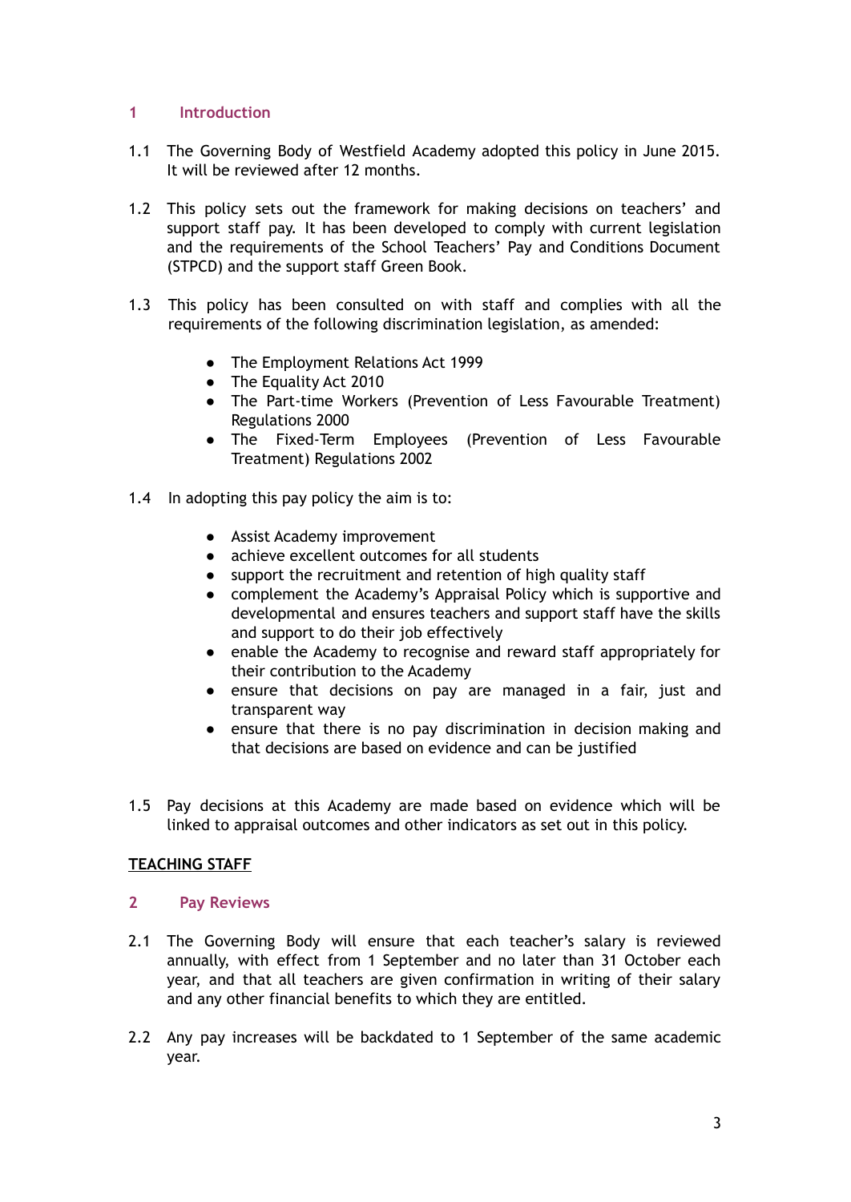## 1 Introduction

1.1 The Governing Body of Westfield Academy adopted this policy in June 2015. It will be reviewed after 12 months.

1.2 This policy sets out the framework for making decisions on teachers' and support staff pay. It has been developed to comply with current legislation and the requirements of the School Teachers' Pay and Conditions Document (STPCD) and the support staff Green Book.

1.3 This policy has been consulted on with staff and complies with all the requirements of the following discrimination legislation, as amended:

- The Employment Relations Act 1999
- The Equality Act 2010
- The Part-time Workers (Prevention of Less Favourable Treatment) Regulations 2000
- The Fixed-Term Employees (Prevention of Less Favourable Treatment) Regulations 2002

1.4 In adopting this pay policy the aim is to:

- Assist Academy improvement
- achieve excellent outcomes for all students
- support the recruitment and retention of high quality staff
- complement the Academy's Appraisal Policy which is supportive and developmental and ensures teachers and support staff have the skills and support to do their job effectively
- enable the Academy to recognise and reward staff appropriately for their contribution to the Academy
- ensure that decisions on pay are managed in a fair, just and transparent way
- ensure that there is no pay discrimination in decision making and that decisions are based on evidence and can be justified

1.5 Pay decisions at this Academy are made based on evidence which will be linked to appraisal outcomes and other indicators as set out in this policy.

**TEACHING STAFF**

## 2 Pay Reviews

2.1 The Governing Body will ensure that each teacher's salary is reviewed annually, with effect from 1 September and no later than 31 October each year, and that all teachers are given confirmation in writing of their salary and any other financial benefits to which they are entitled.

2.2 Any pay increases will be backdated to 1 September of the same academic year.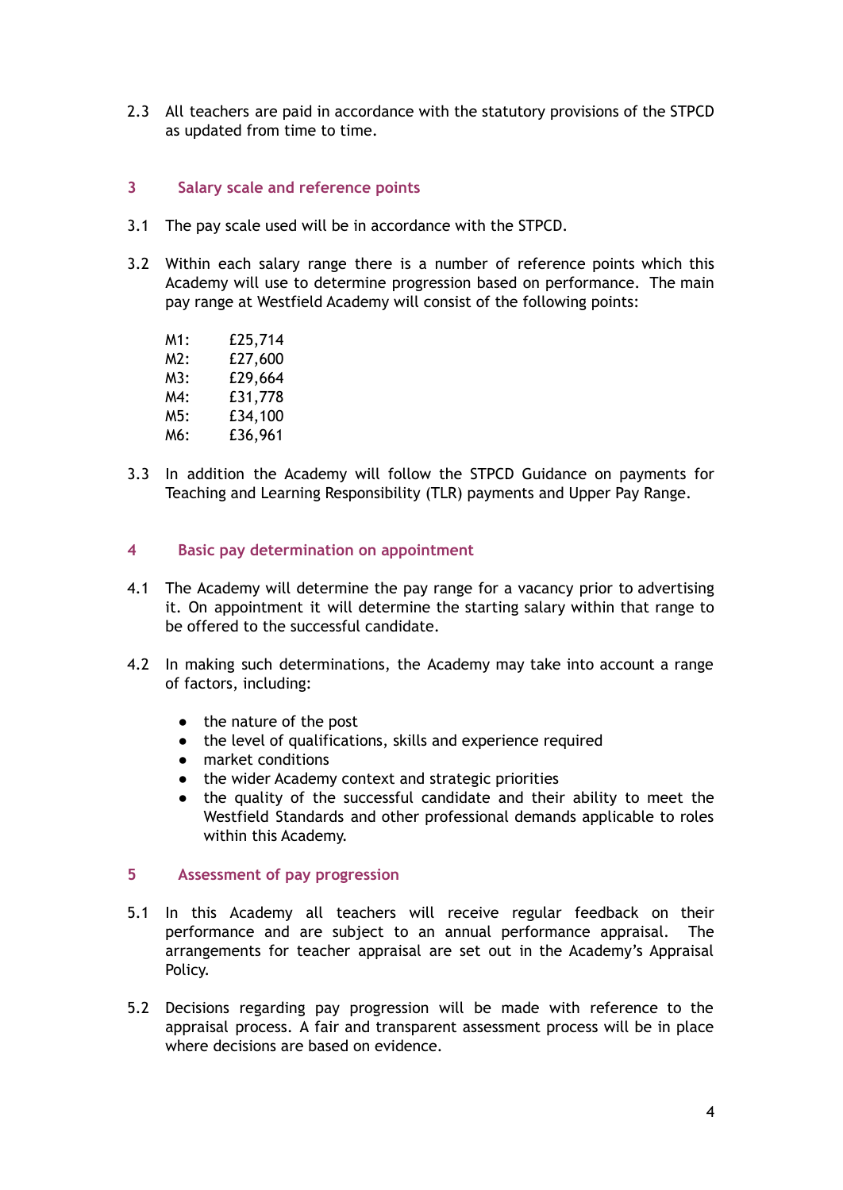2.3 All teachers are paid in accordance with the statutory provisions of the STPCD as updated from time to time.

## 3 Salary scale and reference points

3.1 The pay scale used will be in accordance with the STPCD.

3.2 Within each salary range there is a number of reference points which this Academy will use to determine progression based on performance. The main pay range at Westfield Academy will consist of the following points:

M1: £25,714
M2: £27,600
M3: £29,664
M4: £31,778
M5: £34,100
M6: £36,961

3.3 In addition the Academy will follow the STPCD Guidance on payments for Teaching and Learning Responsibility (TLR) payments and Upper Pay Range.

## 4 Basic pay determination on appointment

4.1 The Academy will determine the pay range for a vacancy prior to advertising it. On appointment it will determine the starting salary within that range to be offered to the successful candidate.

4.2 In making such determinations, the Academy may take into account a range of factors, including:

- the nature of the post
- the level of qualifications, skills and experience required
- market conditions
- the wider Academy context and strategic priorities
- the quality of the successful candidate and their ability to meet the Westfield Standards and other professional demands applicable to roles within this Academy.

## 5 Assessment of pay progression

5.1 In this Academy all teachers will receive regular feedback on their performance and are subject to an annual performance appraisal. The arrangements for teacher appraisal are set out in the Academy's Appraisal Policy.

5.2 Decisions regarding pay progression will be made with reference to the appraisal process. A fair and transparent assessment process will be in place where decisions are based on evidence.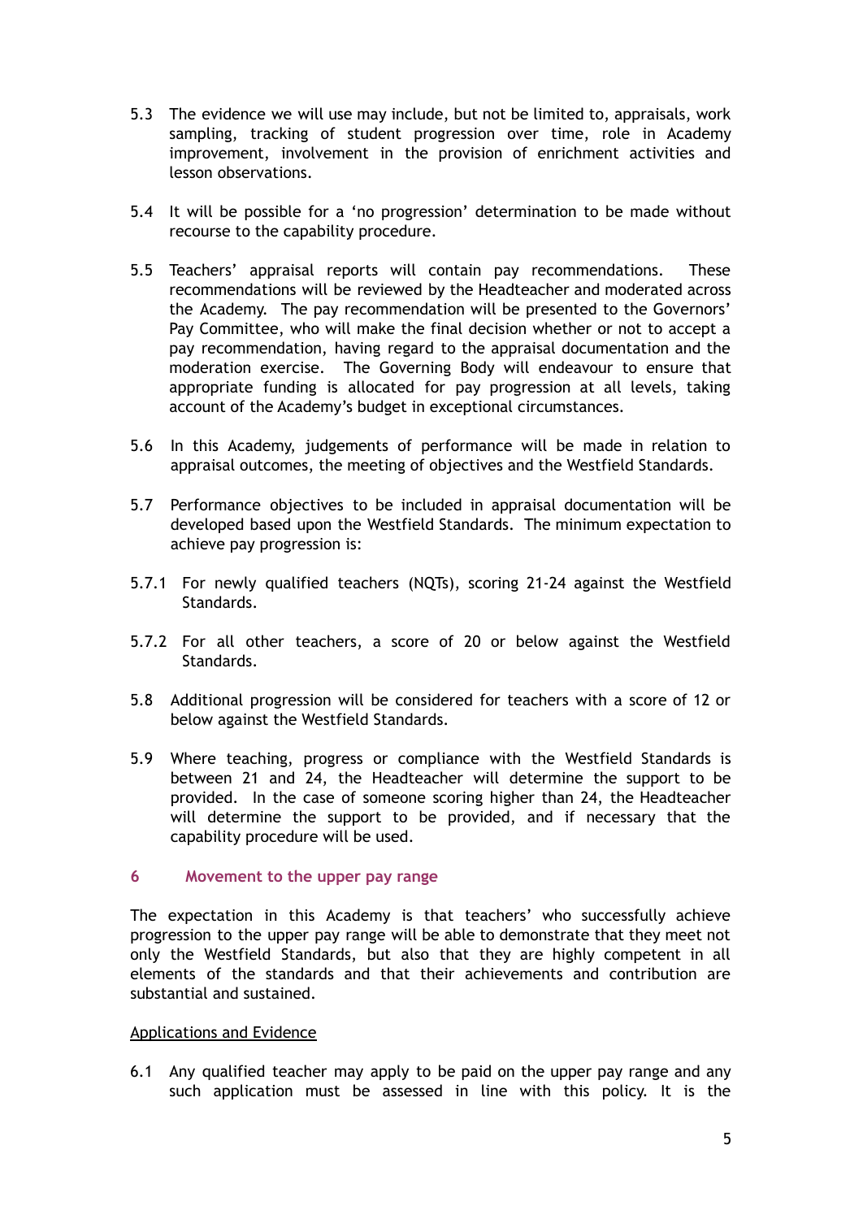5.3 The evidence we will use may include, but not be limited to, appraisals, work sampling, tracking of student progression over time, role in Academy improvement, involvement in the provision of enrichment activities and lesson observations.

5.4 It will be possible for a 'no progression' determination to be made without recourse to the capability procedure.

5.5 Teachers' appraisal reports will contain pay recommendations. These recommendations will be reviewed by the Headteacher and moderated across the Academy. The pay recommendation will be presented to the Governors' Pay Committee, who will make the final decision whether or not to accept a pay recommendation, having regard to the appraisal documentation and the moderation exercise. The Governing Body will endeavour to ensure that appropriate funding is allocated for pay progression at all levels, taking account of the Academy's budget in exceptional circumstances.

5.6 In this Academy, judgements of performance will be made in relation to appraisal outcomes, the meeting of objectives and the Westfield Standards.

5.7 Performance objectives to be included in appraisal documentation will be developed based upon the Westfield Standards. The minimum expectation to achieve pay progression is:

5.7.1 For newly qualified teachers (NQTs), scoring 21-24 against the Westfield Standards.

5.7.2 For all other teachers, a score of 20 or below against the Westfield Standards.

5.8 Additional progression will be considered for teachers with a score of 12 or below against the Westfield Standards.

5.9 Where teaching, progress or compliance with the Westfield Standards is between 21 and 24, the Headteacher will determine the support to be provided. In the case of someone scoring higher than 24, the Headteacher will determine the support to be provided, and if necessary that the capability procedure will be used.

## 6 Movement to the upper pay range

The expectation in this Academy is that teachers' who successfully achieve progression to the upper pay range will be able to demonstrate that they meet not only the Westfield Standards, but also that they are highly competent in all elements of the standards and that their achievements and contribution are substantial and sustained.

Applications and Evidence

6.1 Any qualified teacher may apply to be paid on the upper pay range and any such application must be assessed in line with this policy. It is the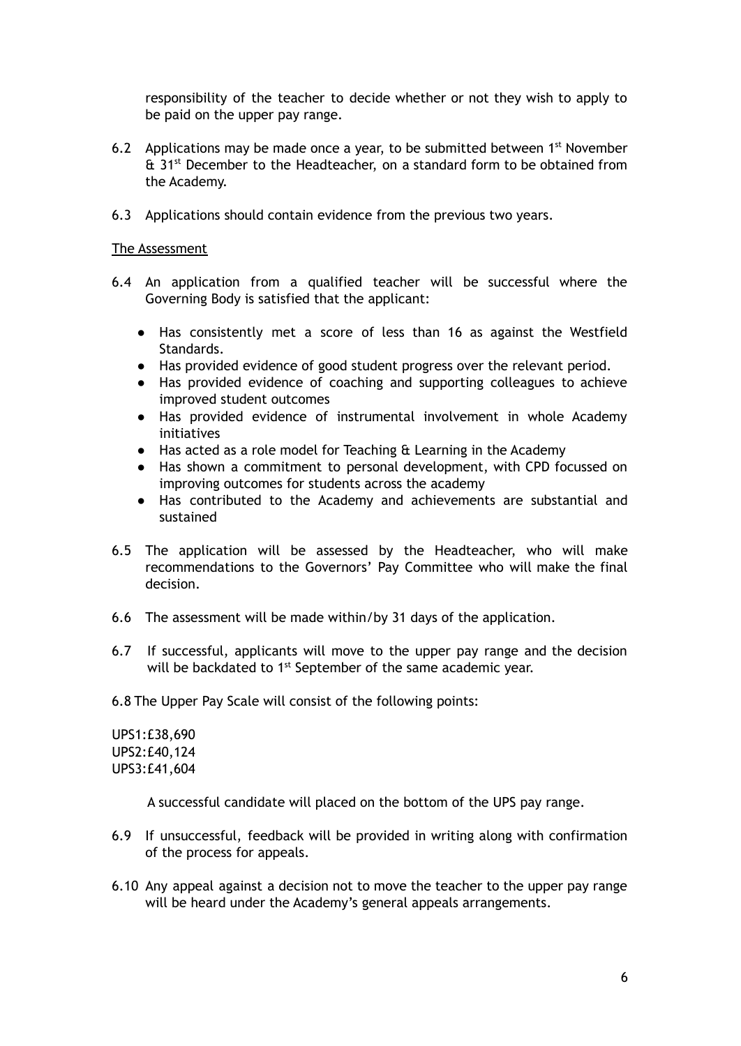responsibility of the teacher to decide whether or not they wish to apply to be paid on the upper pay range.

6.2 Applications may be made once a year, to be submitted between 1st November & 31st December to the Headteacher, on a standard form to be obtained from the Academy.

6.3 Applications should contain evidence from the previous two years.

The Assessment

6.4 An application from a qualified teacher will be successful where the Governing Body is satisfied that the applicant:

- Has consistently met a score of less than 16 as against the Westfield Standards.
- Has provided evidence of good student progress over the relevant period.
- Has provided evidence of coaching and supporting colleagues to achieve improved student outcomes
- Has provided evidence of instrumental involvement in whole Academy initiatives
- Has acted as a role model for Teaching & Learning in the Academy
- Has shown a commitment to personal development, with CPD focussed on improving outcomes for students across the academy
- Has contributed to the Academy and achievements are substantial and sustained

6.5 The application will be assessed by the Headteacher, who will make recommendations to the Governors' Pay Committee who will make the final decision.

6.6 The assessment will be made within/by 31 days of the application.

6.7 If successful, applicants will move to the upper pay range and the decision will be backdated to 1st September of the same academic year.

6.8 The Upper Pay Scale will consist of the following points:

UPS1:£38,690
UPS2:£40,124
UPS3:£41,604

A successful candidate will placed on the bottom of the UPS pay range.

6.9 If unsuccessful, feedback will be provided in writing along with confirmation of the process for appeals.

6.10 Any appeal against a decision not to move the teacher to the upper pay range will be heard under the Academy's general appeals arrangements.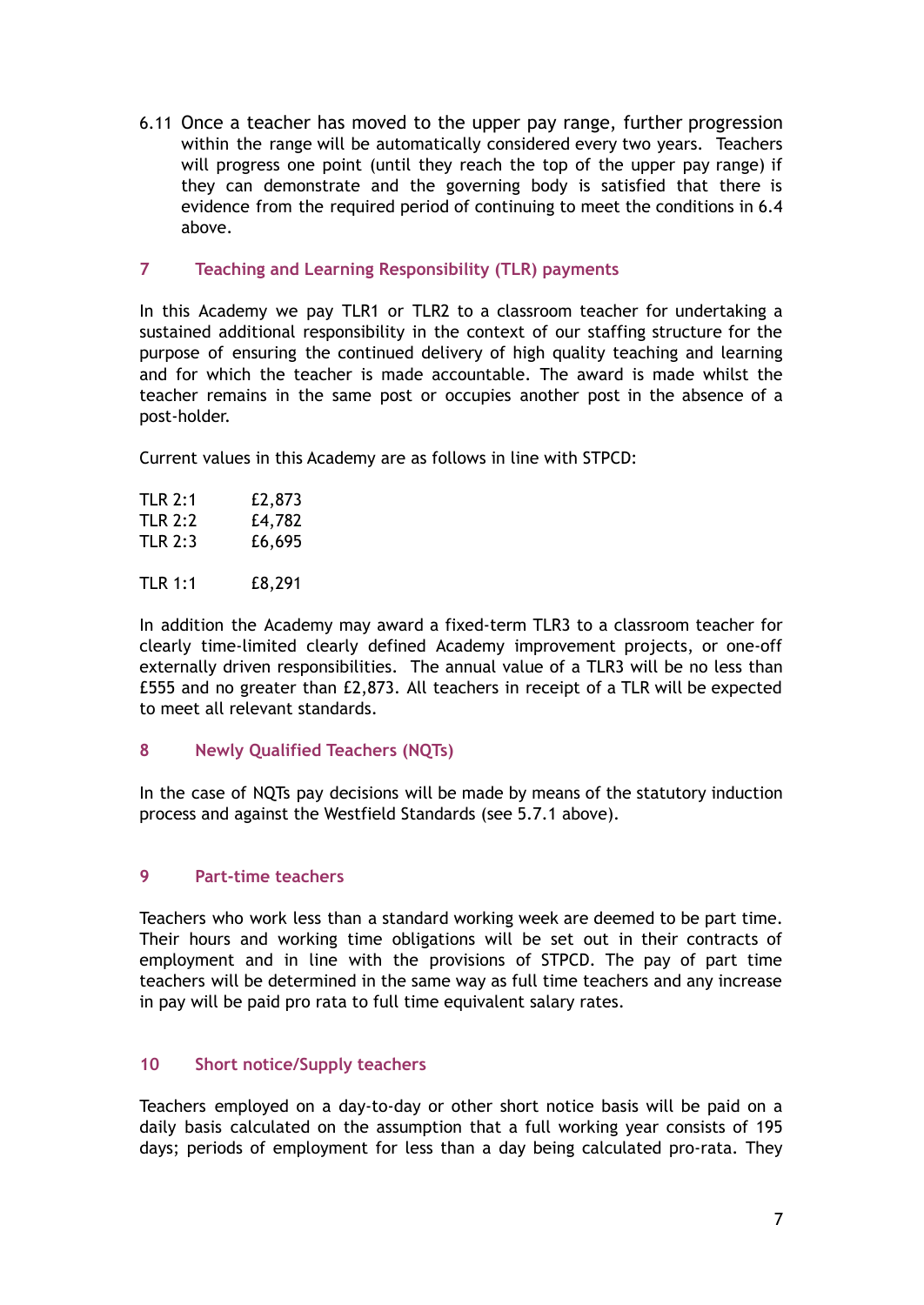6.11 Once a teacher has moved to the upper pay range, further progression within the range will be automatically considered every two years. Teachers will progress one point (until they reach the top of the upper pay range) if they can demonstrate and the governing body is satisfied that there is evidence from the required period of continuing to meet the conditions in 6.4 above.

## 7 Teaching and Learning Responsibility (TLR) payments

In this Academy we pay TLR1 or TLR2 to a classroom teacher for undertaking a sustained additional responsibility in the context of our staffing structure for the purpose of ensuring the continued delivery of high quality teaching and learning and for which the teacher is made accountable. The award is made whilst the teacher remains in the same post or occupies another post in the absence of a post-holder.

Current values in this Academy are as follows in line with STPCD:

| | |
|---|---|
| TLR 2:1 | £2,873 |
| TLR 2:2 | £4,782 |
| TLR 2:3 | £6,695 |
| TLR 1:1 | £8,291 |

In addition the Academy may award a fixed-term TLR3 to a classroom teacher for clearly time-limited clearly defined Academy improvement projects, or one-off externally driven responsibilities. The annual value of a TLR3 will be no less than £555 and no greater than £2,873. All teachers in receipt of a TLR will be expected to meet all relevant standards.

## 8 Newly Qualified Teachers (NQTs)

In the case of NQTs pay decisions will be made by means of the statutory induction process and against the Westfield Standards (see 5.7.1 above).

## 9 Part-time teachers

Teachers who work less than a standard working week are deemed to be part time. Their hours and working time obligations will be set out in their contracts of employment and in line with the provisions of STPCD. The pay of part time teachers will be determined in the same way as full time teachers and any increase in pay will be paid pro rata to full time equivalent salary rates.

## 10 Short notice/Supply teachers

Teachers employed on a day-to-day or other short notice basis will be paid on a daily basis calculated on the assumption that a full working year consists of 195 days; periods of employment for less than a day being calculated pro-rata. They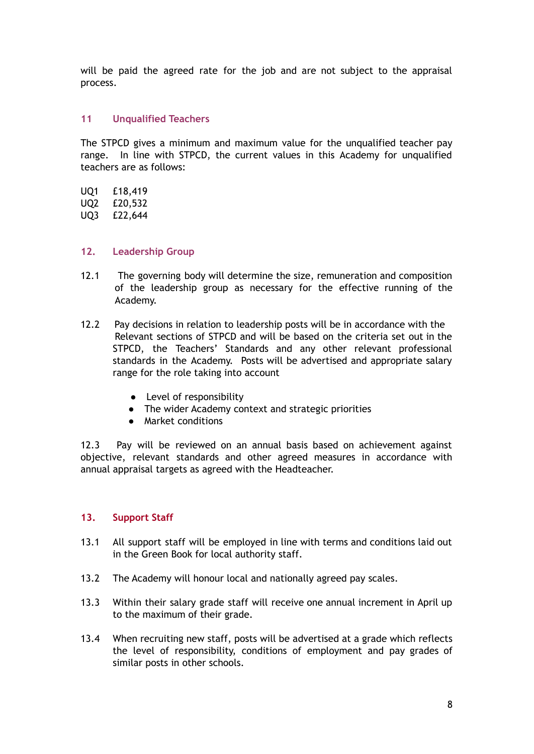will be paid the agreed rate for the job and are not subject to the appraisal process.

## 11 Unqualified Teachers

The STPCD gives a minimum and maximum value for the unqualified teacher pay range. In line with STPCD, the current values in this Academy for unqualified teachers are as follows:

UQ1 £18,419
UQ2 £20,532
UQ3 £22,644

## 12. Leadership Group

12.1 The governing body will determine the size, remuneration and composition of the leadership group as necessary for the effective running of the Academy.

12.2 Pay decisions in relation to leadership posts will be in accordance with the Relevant sections of STPCD and will be based on the criteria set out in the STPCD, the Teachers' Standards and any other relevant professional standards in the Academy. Posts will be advertised and appropriate salary range for the role taking into account

- Level of responsibility
- The wider Academy context and strategic priorities
- Market conditions

12.3 Pay will be reviewed on an annual basis based on achievement against objective, relevant standards and other agreed measures in accordance with annual appraisal targets as agreed with the Headteacher.

## 13. Support Staff

13.1 All support staff will be employed in line with terms and conditions laid out in the Green Book for local authority staff.

13.2 The Academy will honour local and nationally agreed pay scales.

13.3 Within their salary grade staff will receive one annual increment in April up to the maximum of their grade.

13.4 When recruiting new staff, posts will be advertised at a grade which reflects the level of responsibility, conditions of employment and pay grades of similar posts in other schools.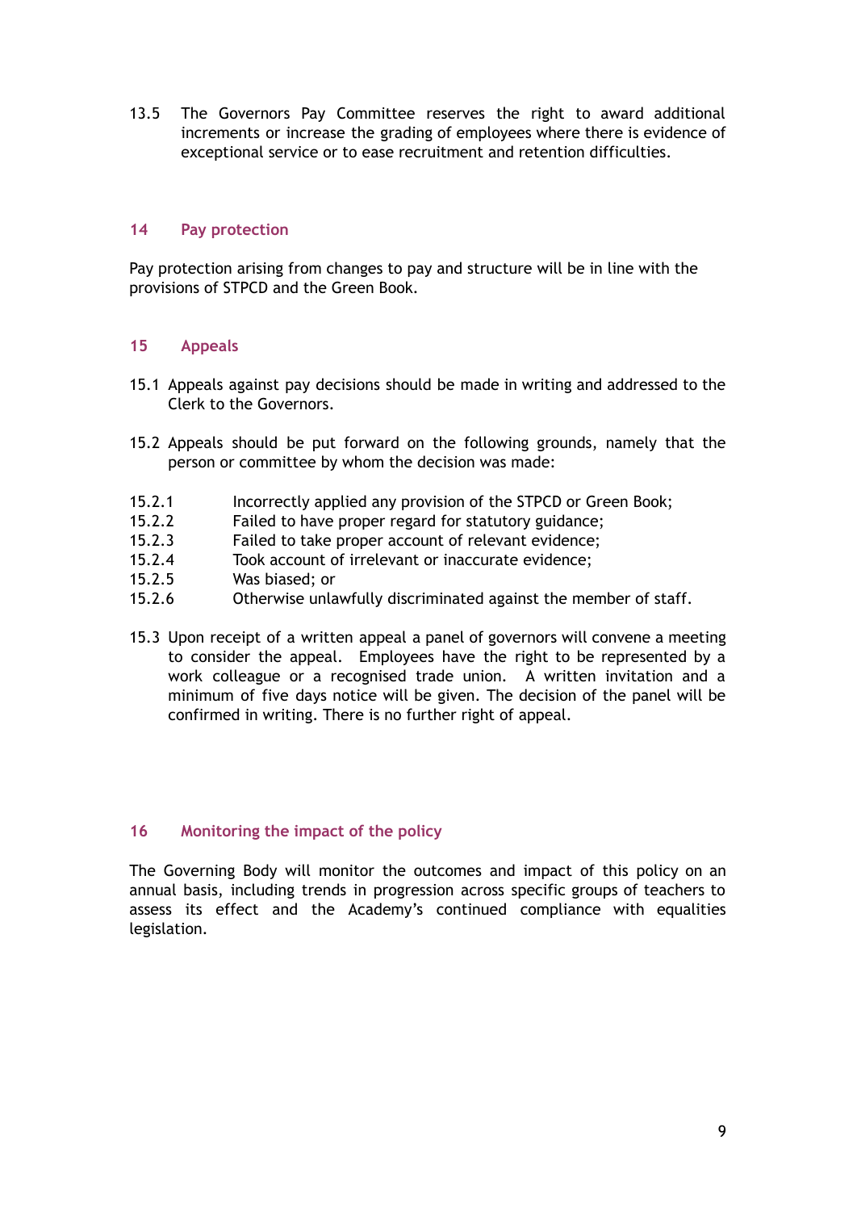13.5 The Governors Pay Committee reserves the right to award additional increments or increase the grading of employees where there is evidence of exceptional service or to ease recruitment and retention difficulties.

## 14 Pay protection

Pay protection arising from changes to pay and structure will be in line with the provisions of STPCD and the Green Book.

## 15 Appeals

15.1 Appeals against pay decisions should be made in writing and addressed to the Clerk to the Governors.

15.2 Appeals should be put forward on the following grounds, namely that the person or committee by whom the decision was made:

15.2.1 Incorrectly applied any provision of the STPCD or Green Book;
15.2.2 Failed to have proper regard for statutory guidance;
15.2.3 Failed to take proper account of relevant evidence;
15.2.4 Took account of irrelevant or inaccurate evidence;
15.2.5 Was biased; or
15.2.6 Otherwise unlawfully discriminated against the member of staff.

15.3 Upon receipt of a written appeal a panel of governors will convene a meeting to consider the appeal. Employees have the right to be represented by a work colleague or a recognised trade union. A written invitation and a minimum of five days notice will be given. The decision of the panel will be confirmed in writing. There is no further right of appeal.

## 16 Monitoring the impact of the policy

The Governing Body will monitor the outcomes and impact of this policy on an annual basis, including trends in progression across specific groups of teachers to assess its effect and the Academy's continued compliance with equalities legislation.